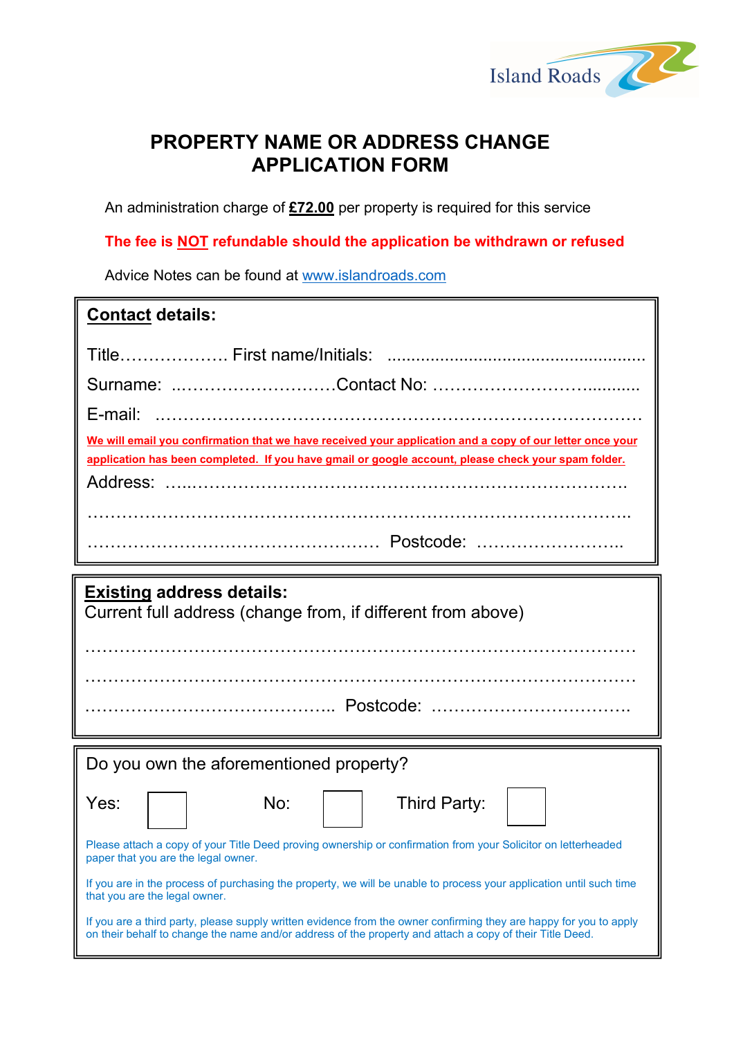Island Roads

# PROPERTY NAME OR ADDRESS CHANGE APPLICATION FORM

An administration charge of **£72.00** per property is required for this service

**The fee is NOT refundable should the application be withdrawn or refused**

Advice Notes can be found at www.islandroads.com

**Contact details:**

Title………………. First name/Initials: ....................................................

Surname: ..………………………Contact No: ……………………….........

E-mail: ………………………………………………………………………

**We will email you confirmation that we have received your application and a copy of our letter once your application has been completed. If you have gmail or google account, please check your spam folder.**

Address: …..……………………………………………………………….

……………………………………………………………………………….

…………………………………………… Postcode: ……………………..

**Existing address details:**

Current full address (change from, if different from above)

……………………………………………………………………………………

……………………………………………………………………………………

…………………………………….. Postcode: …………………………….

Do you own the aforementioned property?

Yes: ☐ No: ☐ Third Party: ☐

Please attach a copy of your Title Deed proving ownership or confirmation from your Solicitor on letterheaded paper that you are the legal owner.

If you are in the process of purchasing the property, we will be unable to process your application until such time that you are the legal owner.

If you are a third party, please supply written evidence from the owner confirming they are happy for you to apply on their behalf to change the name and/or address of the property and attach a copy of their Title Deed.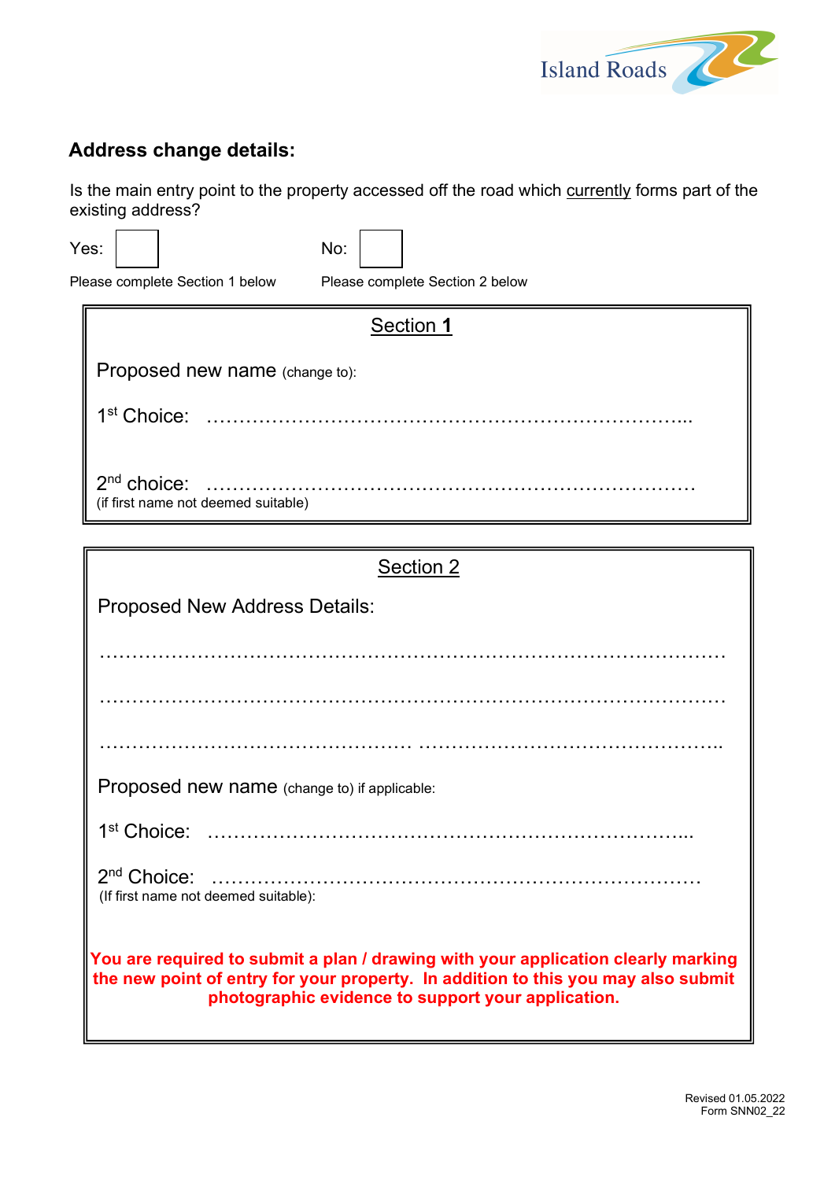## Address change details:

Is the main entry point to the property accessed off the road which currently forms part of the existing address?

Yes: ☐ Please complete Section 1 below

No: ☐ Please complete Section 2 below

### Section 1

Proposed new name (change to):

1st Choice: ……………………………………………………………………...

2nd choice: ………………………………………………………………………
(if first name not deemed suitable)

### Section 2

Proposed New Address Details:

………………………………………………………………………………………

………………………………………………………………………………………

…………………………………………… ……………………………………………..

Proposed new name (change to) if applicable:

1st Choice: ……………………………………………………………………...

2nd Choice: ………………………………………………………………………
(If first name not deemed suitable):

**You are required to submit a plan / drawing with your application clearly marking the new point of entry for your property. In addition to this you may also submit photographic evidence to support your application.**

Revised 01.05.2022
Form SNN02_22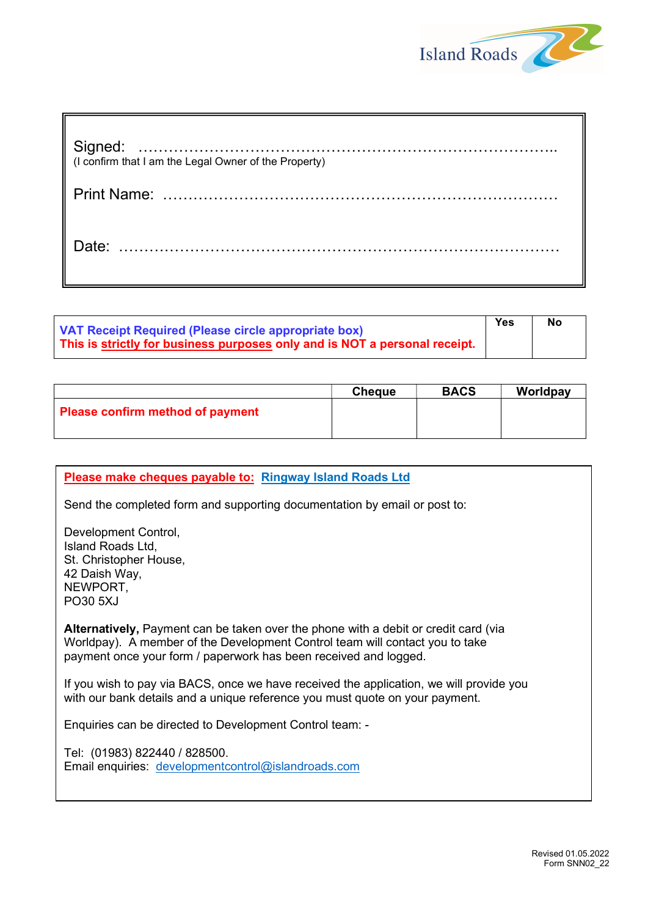Island Roads

Signed: …………………………………………………………………………..
(I confirm that I am the Legal Owner of the Property)

Print Name: …………………………………………………………………

Date: ………………………………………………………………………….

| **VAT Receipt Required (Please circle appropriate box)**<br>**This is strictly for business purposes only and is NOT a personal receipt.** | **Yes** | **No** |
|---|---|---|

| | **Cheque** | **BACS** | **Worldpay** |
|---|---|---|---|
| **Please confirm method of payment** | | | |

**Please make cheques payable to:** **Ringway Island Roads Ltd**

Send the completed form and supporting documentation by email or post to:

Development Control,
Island Roads Ltd,
St. Christopher House,
42 Daish Way,
NEWPORT,
PO30 5XJ

**Alternatively,** Payment can be taken over the phone with a debit or credit card (via Worldpay). A member of the Development Control team will contact you to take payment once your form / paperwork has been received and logged.

If you wish to pay via BACS, once we have received the application, we will provide you with our bank details and a unique reference you must quote on your payment.

Enquiries can be directed to Development Control team: -

Tel: (01983) 822440 / 828500.
Email enquiries: developmentcontrol@islandroads.com

Revised 01.05.2022
Form SNN02_22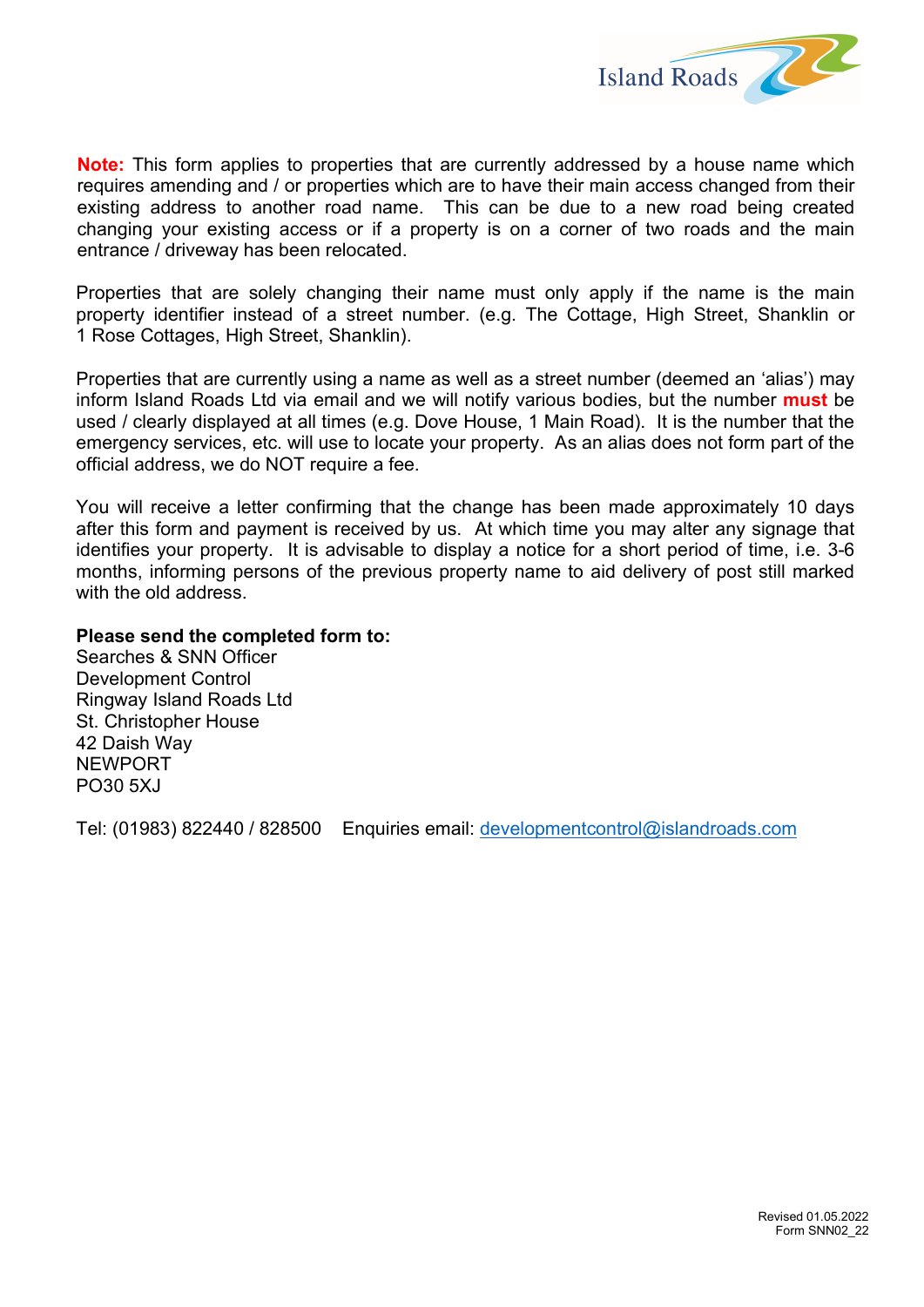Island Roads

**Note:** This form applies to properties that are currently addressed by a house name which requires amending and / or properties which are to have their main access changed from their existing address to another road name. This can be due to a new road being created changing your existing access or if a property is on a corner of two roads and the main entrance / driveway has been relocated.

Properties that are solely changing their name must only apply if the name is the main property identifier instead of a street number. (e.g. The Cottage, High Street, Shanklin or 1 Rose Cottages, High Street, Shanklin).

Properties that are currently using a name as well as a street number (deemed an 'alias') may inform Island Roads Ltd via email and we will notify various bodies, but the number **must** be used / clearly displayed at all times (e.g. Dove House, 1 Main Road). It is the number that the emergency services, etc. will use to locate your property. As an alias does not form part of the official address, we do NOT require a fee.

You will receive a letter confirming that the change has been made approximately 10 days after this form and payment is received by us. At which time you may alter any signage that identifies your property. It is advisable to display a notice for a short period of time, i.e. 3-6 months, informing persons of the previous property name to aid delivery of post still marked with the old address.

**Please send the completed form to:**
Searches & SNN Officer
Development Control
Ringway Island Roads Ltd
St. Christopher House
42 Daish Way
NEWPORT
PO30 5XJ

Tel: (01983) 822440 / 828500 Enquiries email: developmentcontrol@islandroads.com

Revised 01.05.2022
Form SNN02_22